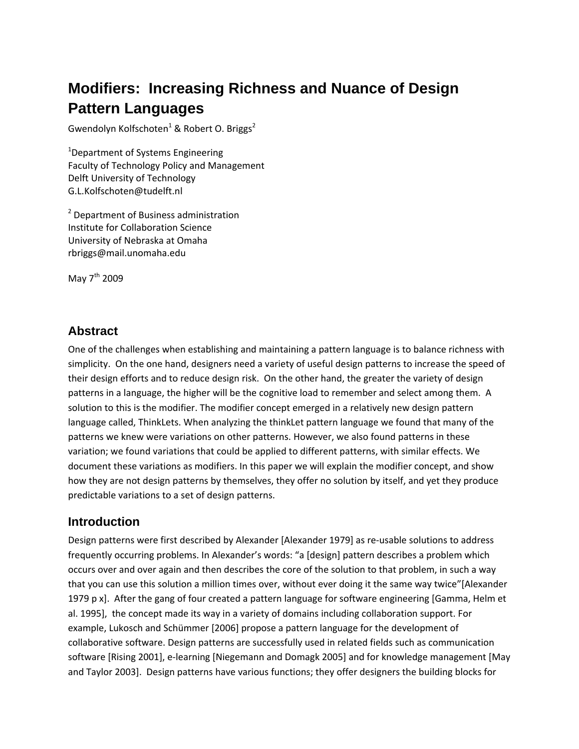# Modifiers: Increasing Richness and Nuance of Design Pattern Languages

Gwendolyn Kolfschoten[1] & Robert O. Briggs[2]

[1]Department of Systems Engineering
Faculty of Technology Policy and Management
Delft University of Technology
G.L.Kolfschoten@tudelft.nl

[2] Department of Business administration
Institute for Collaboration Science
University of Nebraska at Omaha
rbriggs@mail.unomaha.edu

May 7th 2009

## Abstract

One of the challenges when establishing and maintaining a pattern language is to balance richness with simplicity. On the one hand, designers need a variety of useful design patterns to increase the speed of their design efforts and to reduce design risk. On the other hand, the greater the variety of design patterns in a language, the higher will be the cognitive load to remember and select among them. A solution to this is the modifier. The modifier concept emerged in a relatively new design pattern language called, ThinkLets. When analyzing the thinkLet pattern language we found that many of the patterns we knew were variations on other patterns. However, we also found patterns in these variation; we found variations that could be applied to different patterns, with similar effects. We document these variations as modifiers. In this paper we will explain the modifier concept, and show how they are not design patterns by themselves, they offer no solution by itself, and yet they produce predictable variations to a set of design patterns.

## Introduction

Design patterns were first described by Alexander [Alexander 1979] as re-usable solutions to address frequently occurring problems. In Alexander's words: "a [design] pattern describes a problem which occurs over and over again and then describes the core of the solution to that problem, in such a way that you can use this solution a million times over, without ever doing it the same way twice"[Alexander 1979 p x]. After the gang of four created a pattern language for software engineering [Gamma, Helm et al. 1995], the concept made its way in a variety of domains including collaboration support. For example, Lukosch and Schümmer [2006] propose a pattern language for the development of collaborative software. Design patterns are successfully used in related fields such as communication software [Rising 2001], e-learning [Niegemann and Domagk 2005] and for knowledge management [May and Taylor 2003]. Design patterns have various functions; they offer designers the building blocks for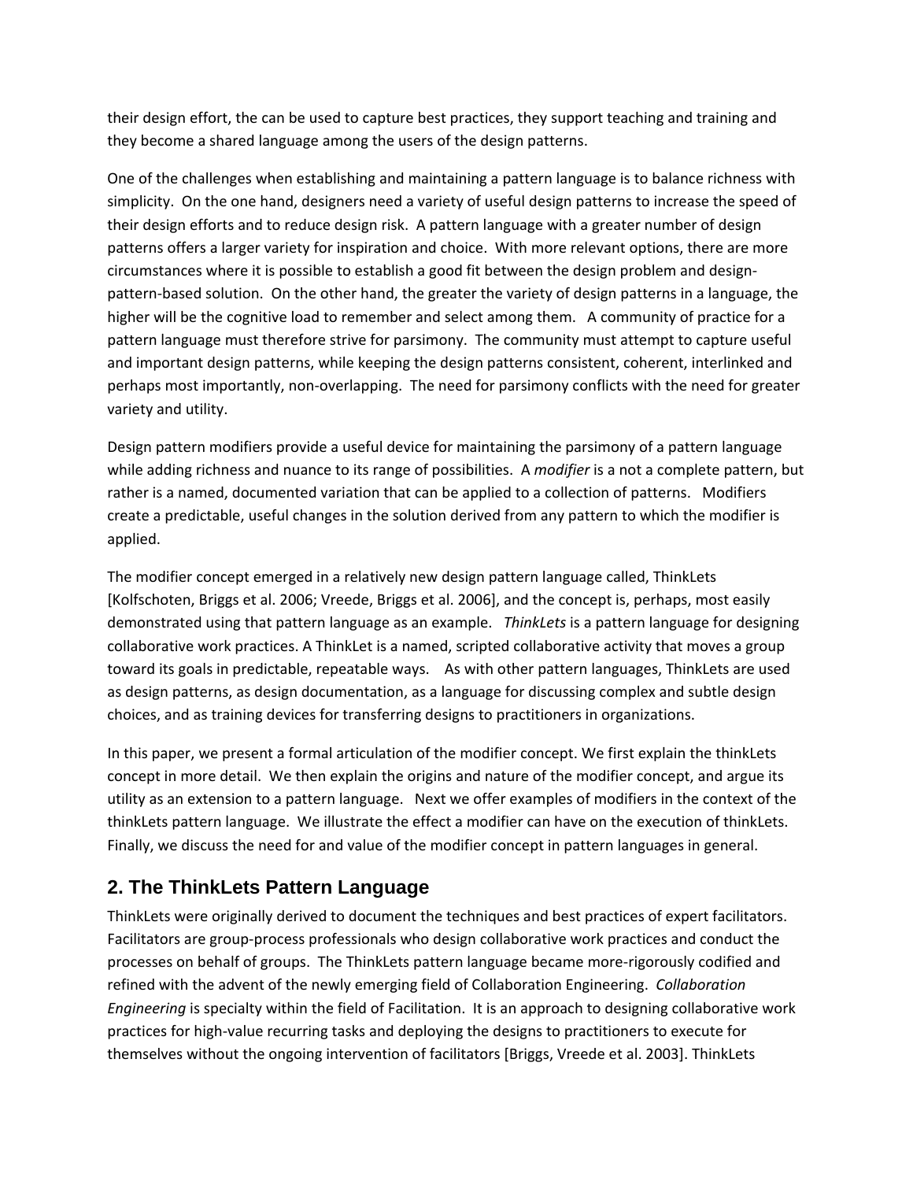their design effort, the can be used to capture best practices, they support teaching and training and they become a shared language among the users of the design patterns.

One of the challenges when establishing and maintaining a pattern language is to balance richness with simplicity. On the one hand, designers need a variety of useful design patterns to increase the speed of their design efforts and to reduce design risk. A pattern language with a greater number of design patterns offers a larger variety for inspiration and choice. With more relevant options, there are more circumstances where it is possible to establish a good fit between the design problem and design-pattern-based solution. On the other hand, the greater the variety of design patterns in a language, the higher will be the cognitive load to remember and select among them. A community of practice for a pattern language must therefore strive for parsimony. The community must attempt to capture useful and important design patterns, while keeping the design patterns consistent, coherent, interlinked and perhaps most importantly, non-overlapping. The need for parsimony conflicts with the need for greater variety and utility.

Design pattern modifiers provide a useful device for maintaining the parsimony of a pattern language while adding richness and nuance to its range of possibilities. A *modifier* is a not a complete pattern, but rather is a named, documented variation that can be applied to a collection of patterns. Modifiers create a predictable, useful changes in the solution derived from any pattern to which the modifier is applied.

The modifier concept emerged in a relatively new design pattern language called, ThinkLets [Kolfschoten, Briggs et al. 2006; Vreede, Briggs et al. 2006], and the concept is, perhaps, most easily demonstrated using that pattern language as an example. *ThinkLets* is a pattern language for designing collaborative work practices. A ThinkLet is a named, scripted collaborative activity that moves a group toward its goals in predictable, repeatable ways. As with other pattern languages, ThinkLets are used as design patterns, as design documentation, as a language for discussing complex and subtle design choices, and as training devices for transferring designs to practitioners in organizations.

In this paper, we present a formal articulation of the modifier concept. We first explain the thinkLets concept in more detail. We then explain the origins and nature of the modifier concept, and argue its utility as an extension to a pattern language. Next we offer examples of modifiers in the context of the thinkLets pattern language. We illustrate the effect a modifier can have on the execution of thinkLets. Finally, we discuss the need for and value of the modifier concept in pattern languages in general.

## 2. The ThinkLets Pattern Language

ThinkLets were originally derived to document the techniques and best practices of expert facilitators. Facilitators are group-process professionals who design collaborative work practices and conduct the processes on behalf of groups. The ThinkLets pattern language became more-rigorously codified and refined with the advent of the newly emerging field of Collaboration Engineering. *Collaboration Engineering* is specialty within the field of Facilitation. It is an approach to designing collaborative work practices for high-value recurring tasks and deploying the designs to practitioners to execute for themselves without the ongoing intervention of facilitators [Briggs, Vreede et al. 2003]. ThinkLets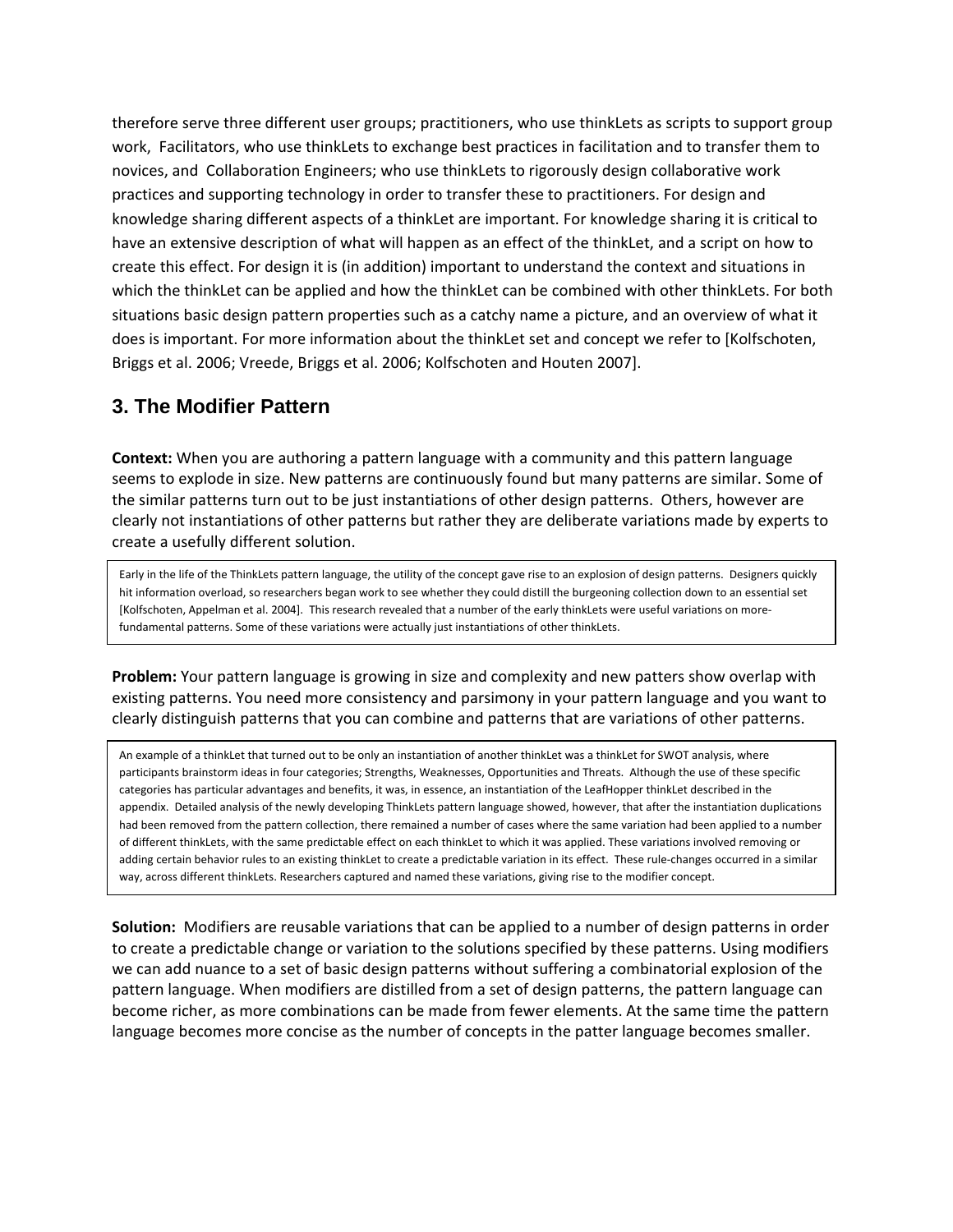therefore serve three different user groups; practitioners, who use thinkLets as scripts to support group work, Facilitators, who use thinkLets to exchange best practices in facilitation and to transfer them to novices, and Collaboration Engineers; who use thinkLets to rigorously design collaborative work practices and supporting technology in order to transfer these to practitioners. For design and knowledge sharing different aspects of a thinkLet are important. For knowledge sharing it is critical to have an extensive description of what will happen as an effect of the thinkLet, and a script on how to create this effect. For design it is (in addition) important to understand the context and situations in which the thinkLet can be applied and how the thinkLet can be combined with other thinkLets. For both situations basic design pattern properties such as a catchy name a picture, and an overview of what it does is important. For more information about the thinkLet set and concept we refer to [Kolfschoten, Briggs et al. 2006; Vreede, Briggs et al. 2006; Kolfschoten and Houten 2007].

## 3. The Modifier Pattern

**Context:** When you are authoring a pattern language with a community and this pattern language seems to explode in size. New patterns are continuously found but many patterns are similar. Some of the similar patterns turn out to be just instantiations of other design patterns. Others, however are clearly not instantiations of other patterns but rather they are deliberate variations made by experts to create a usefully different solution.

> Early in the life of the ThinkLets pattern language, the utility of the concept gave rise to an explosion of design patterns. Designers quickly hit information overload, so researchers began work to see whether they could distill the burgeoning collection down to an essential set [Kolfschoten, Appelman et al. 2004]. This research revealed that a number of the early thinkLets were useful variations on more-fundamental patterns. Some of these variations were actually just instantiations of other thinkLets.

**Problem:** Your pattern language is growing in size and complexity and new patters show overlap with existing patterns. You need more consistency and parsimony in your pattern language and you want to clearly distinguish patterns that you can combine and patterns that are variations of other patterns.

> An example of a thinkLet that turned out to be only an instantiation of another thinkLet was a thinkLet for SWOT analysis, where participants brainstorm ideas in four categories; Strengths, Weaknesses, Opportunities and Threats. Although the use of these specific categories has particular advantages and benefits, it was, in essence, an instantiation of the LeafHopper thinkLet described in the appendix. Detailed analysis of the newly developing ThinkLets pattern language showed, however, that after the instantiation duplications had been removed from the pattern collection, there remained a number of cases where the same variation had been applied to a number of different thinkLets, with the same predictable effect on each thinkLet to which it was applied. These variations involved removing or adding certain behavior rules to an existing thinkLet to create a predictable variation in its effect. These rule-changes occurred in a similar way, across different thinkLets. Researchers captured and named these variations, giving rise to the modifier concept.

**Solution:** Modifiers are reusable variations that can be applied to a number of design patterns in order to create a predictable change or variation to the solutions specified by these patterns. Using modifiers we can add nuance to a set of basic design patterns without suffering a combinatorial explosion of the pattern language. When modifiers are distilled from a set of design patterns, the pattern language can become richer, as more combinations can be made from fewer elements. At the same time the pattern language becomes more concise as the number of concepts in the patter language becomes smaller.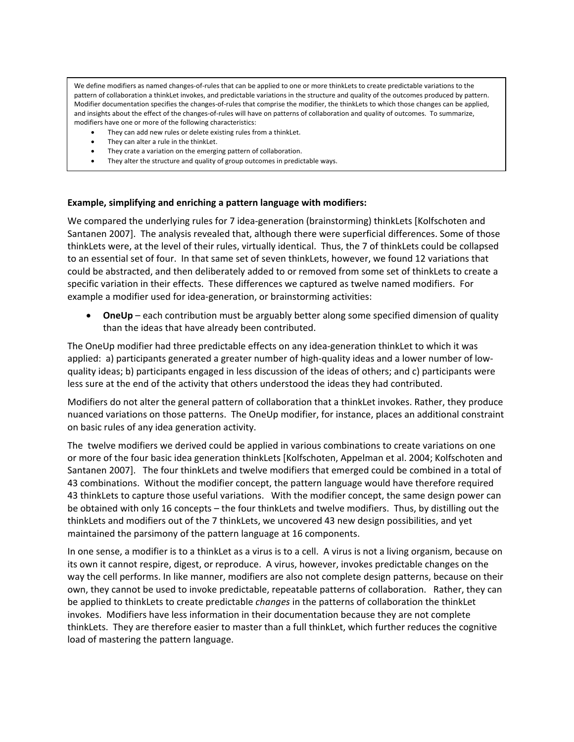We define modifiers as named changes-of-rules that can be applied to one or more thinkLets to create predictable variations to the pattern of collaboration a thinkLet invokes, and predictable variations in the structure and quality of the outcomes produced by pattern. Modifier documentation specifies the changes-of-rules that comprise the modifier, the thinkLets to which those changes can be applied, and insights about the effect of the changes-of-rules will have on patterns of collaboration and quality of outcomes. To summarize, modifiers have one or more of the following characteristics:

- They can add new rules or delete existing rules from a thinkLet.
- They can alter a rule in the thinkLet.
- They crate a variation on the emerging pattern of collaboration.
- They alter the structure and quality of group outcomes in predictable ways.

**Example, simplifying and enriching a pattern language with modifiers:**

We compared the underlying rules for 7 idea-generation (brainstorming) thinkLets [Kolfschoten and Santanen 2007]. The analysis revealed that, although there were superficial differences. Some of those thinkLets were, at the level of their rules, virtually identical. Thus, the 7 of thinkLets could be collapsed to an essential set of four. In that same set of seven thinkLets, however, we found 12 variations that could be abstracted, and then deliberately added to or removed from some set of thinkLets to create a specific variation in their effects. These differences we captured as twelve named modifiers. For example a modifier used for idea-generation, or brainstorming activities:

- **OneUp** – each contribution must be arguably better along some specified dimension of quality than the ideas that have already been contributed.

The OneUp modifier had three predictable effects on any idea-generation thinkLet to which it was applied: a) participants generated a greater number of high-quality ideas and a lower number of low-quality ideas; b) participants engaged in less discussion of the ideas of others; and c) participants were less sure at the end of the activity that others understood the ideas they had contributed.

Modifiers do not alter the general pattern of collaboration that a thinkLet invokes. Rather, they produce nuanced variations on those patterns. The OneUp modifier, for instance, places an additional constraint on basic rules of any idea generation activity.

The twelve modifiers we derived could be applied in various combinations to create variations on one or more of the four basic idea generation thinkLets [Kolfschoten, Appelman et al. 2004; Kolfschoten and Santanen 2007]. The four thinkLets and twelve modifiers that emerged could be combined in a total of 43 combinations. Without the modifier concept, the pattern language would have therefore required 43 thinkLets to capture those useful variations. With the modifier concept, the same design power can be obtained with only 16 concepts – the four thinkLets and twelve modifiers. Thus, by distilling out the thinkLets and modifiers out of the 7 thinkLets, we uncovered 43 new design possibilities, and yet maintained the parsimony of the pattern language at 16 components.

In one sense, a modifier is to a thinkLet as a virus is to a cell. A virus is not a living organism, because on its own it cannot respire, digest, or reproduce. A virus, however, invokes predictable changes on the way the cell performs. In like manner, modifiers are also not complete design patterns, because on their own, they cannot be used to invoke predictable, repeatable patterns of collaboration. Rather, they can be applied to thinkLets to create predictable *changes* in the patterns of collaboration the thinkLet invokes. Modifiers have less information in their documentation because they are not complete thinkLets. They are therefore easier to master than a full thinkLet, which further reduces the cognitive load of mastering the pattern language.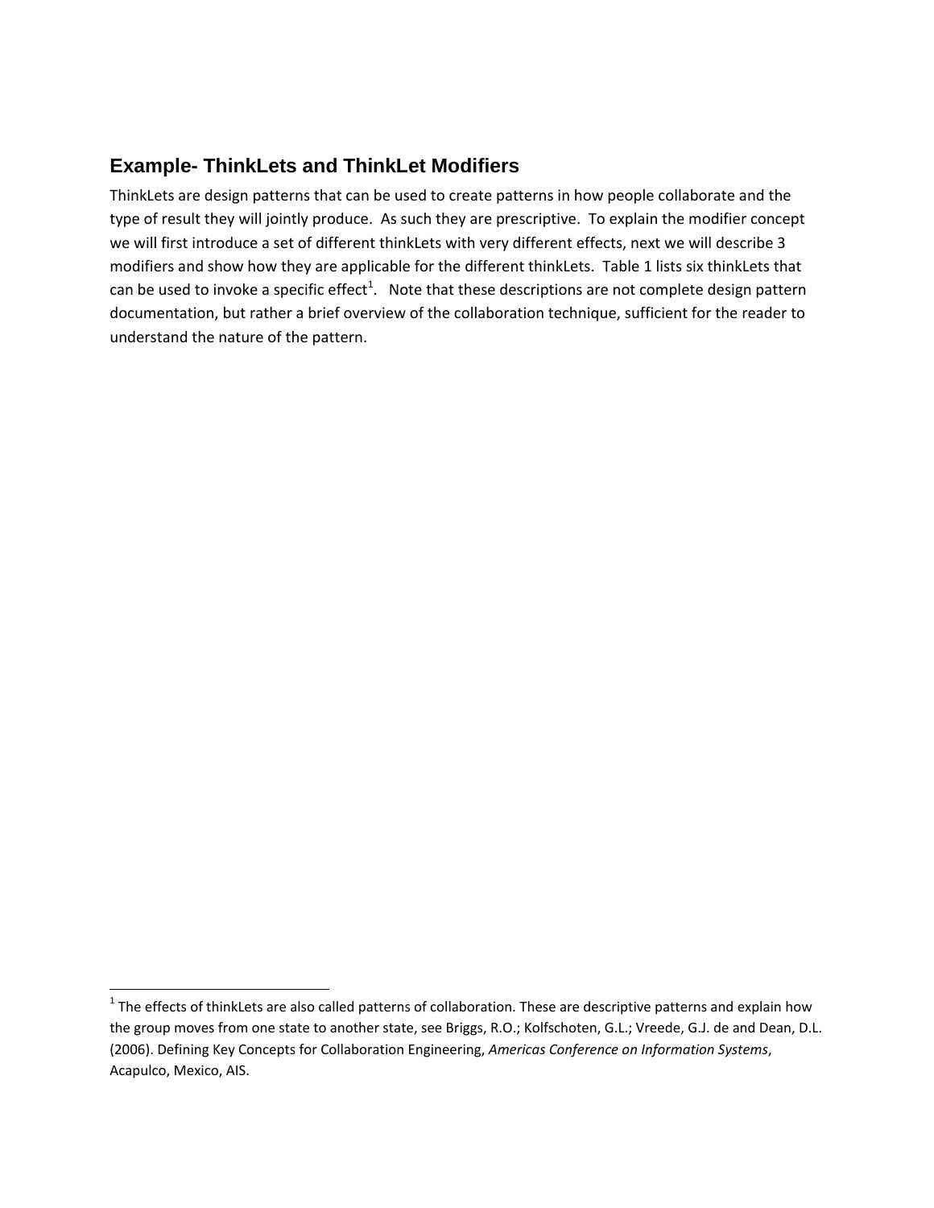## Example- ThinkLets and ThinkLet Modifiers

ThinkLets are design patterns that can be used to create patterns in how people collaborate and the type of result they will jointly produce. As such they are prescriptive. To explain the modifier concept we will first introduce a set of different thinkLets with very different effects, next we will describe 3 modifiers and show how they are applicable for the different thinkLets. Table 1 lists six thinkLets that can be used to invoke a specific effect[1]. Note that these descriptions are not complete design pattern documentation, but rather a brief overview of the collaboration technique, sufficient for the reader to understand the nature of the pattern.

---

[1] The effects of thinkLets are also called patterns of collaboration. These are descriptive patterns and explain how the group moves from one state to another state, see Briggs, R.O.; Kolfschoten, G.L.; Vreede, G.J. de and Dean, D.L. (2006). Defining Key Concepts for Collaboration Engineering, *Americas Conference on Information Systems*, Acapulco, Mexico, AIS.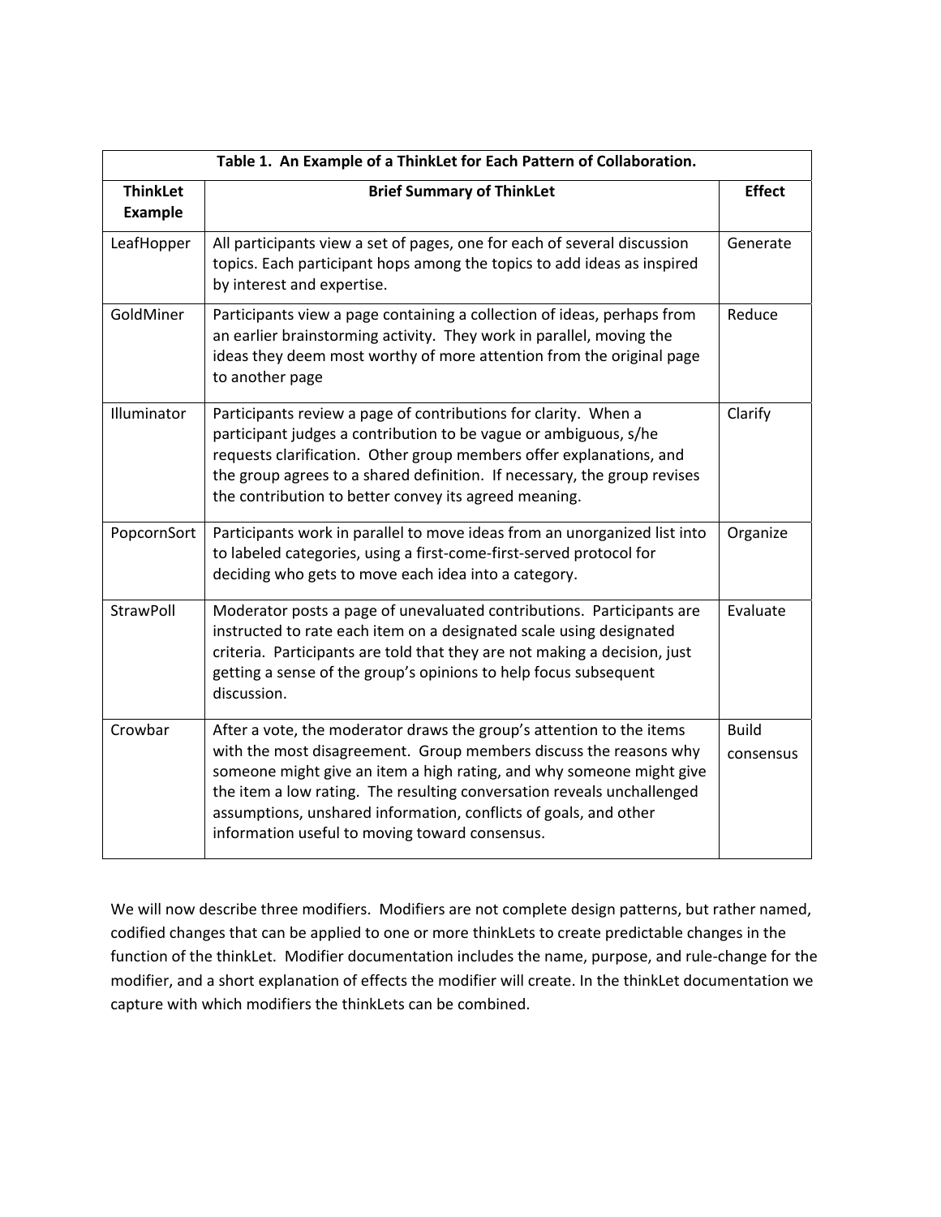**Table 1. An Example of a ThinkLet for Each Pattern of Collaboration.**

| ThinkLet Example | Brief Summary of ThinkLet | Effect |
|---|---|---|
| LeafHopper | All participants view a set of pages, one for each of several discussion topics. Each participant hops among the topics to add ideas as inspired by interest and expertise. | Generate |
| GoldMiner | Participants view a page containing a collection of ideas, perhaps from an earlier brainstorming activity. They work in parallel, moving the ideas they deem most worthy of more attention from the original page to another page | Reduce |
| Illuminator | Participants review a page of contributions for clarity. When a participant judges a contribution to be vague or ambiguous, s/he requests clarification. Other group members offer explanations, and the group agrees to a shared definition. If necessary, the group revises the contribution to better convey its agreed meaning. | Clarify |
| PopcornSort | Participants work in parallel to move ideas from an unorganized list into to labeled categories, using a first-come-first-served protocol for deciding who gets to move each idea into a category. | Organize |
| StrawPoll | Moderator posts a page of unevaluated contributions. Participants are instructed to rate each item on a designated scale using designated criteria. Participants are told that they are not making a decision, just getting a sense of the group's opinions to help focus subsequent discussion. | Evaluate |
| Crowbar | After a vote, the moderator draws the group's attention to the items with the most disagreement. Group members discuss the reasons why someone might give an item a high rating, and why someone might give the item a low rating. The resulting conversation reveals unchallenged assumptions, unshared information, conflicts of goals, and other information useful to moving toward consensus. | Build consensus |

We will now describe three modifiers. Modifiers are not complete design patterns, but rather named, codified changes that can be applied to one or more thinkLets to create predictable changes in the function of the thinkLet. Modifier documentation includes the name, purpose, and rule-change for the modifier, and a short explanation of effects the modifier will create. In the thinkLet documentation we capture with which modifiers the thinkLets can be combined.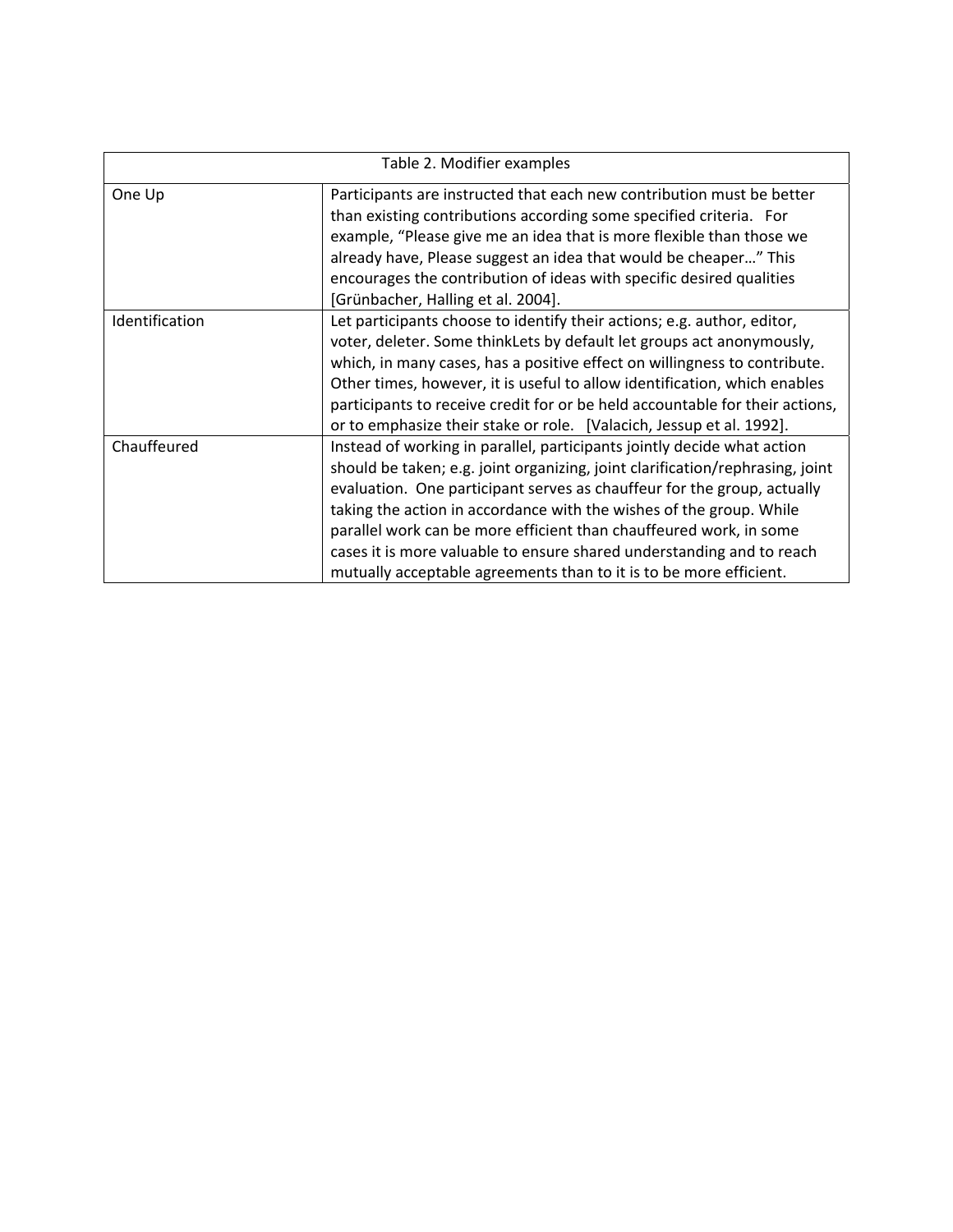| Table 2. Modifier examples | |
|---|---|
| One Up | Participants are instructed that each new contribution must be better than existing contributions according some specified criteria. For example, “Please give me an idea that is more flexible than those we already have, Please suggest an idea that would be cheaper…” This encourages the contribution of ideas with specific desired qualities [Grünbacher, Halling et al. 2004]. |
| Identification | Let participants choose to identify their actions; e.g. author, editor, voter, deleter. Some thinkLets by default let groups act anonymously, which, in many cases, has a positive effect on willingness to contribute. Other times, however, it is useful to allow identification, which enables participants to receive credit for or be held accountable for their actions, or to emphasize their stake or role. [Valacich, Jessup et al. 1992]. |
| Chauffeured | Instead of working in parallel, participants jointly decide what action should be taken; e.g. joint organizing, joint clarification/rephrasing, joint evaluation. One participant serves as chauffeur for the group, actually taking the action in accordance with the wishes of the group. While parallel work can be more efficient than chauffeured work, in some cases it is more valuable to ensure shared understanding and to reach mutually acceptable agreements than to it is to be more efficient. |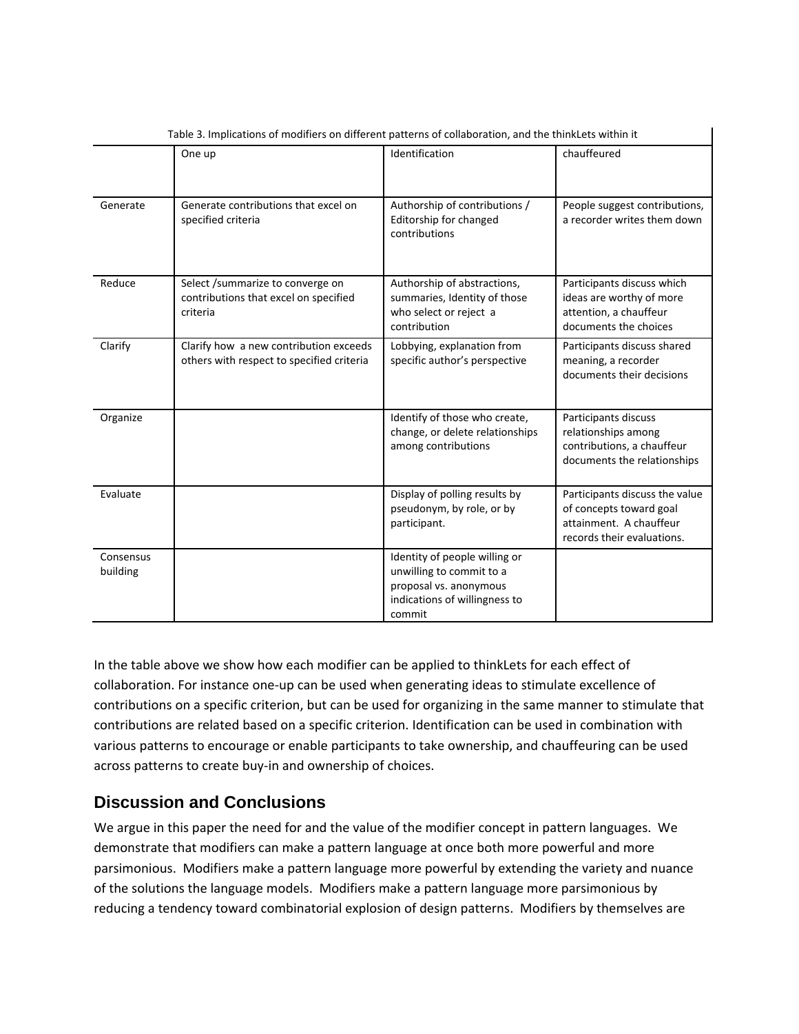Table 3. Implications of modifiers on different patterns of collaboration, and the thinkLets within it

| | One up | Identification | chauffeured |
|---|---|---|---|
| Generate | Generate contributions that excel on specified criteria | Authorship of contributions / Editorship for changed contributions | People suggest contributions, a recorder writes them down |
| Reduce | Select /summarize to converge on contributions that excel on specified criteria | Authorship of abstractions, summaries, Identity of those who select or reject a contribution | Participants discuss which ideas are worthy of more attention, a chauffeur documents the choices |
| Clarify | Clarify how a new contribution exceeds others with respect to specified criteria | Lobbying, explanation from specific author's perspective | Participants discuss shared meaning, a recorder documents their decisions |
| Organize | | Identify of those who create, change, or delete relationships among contributions | Participants discuss relationships among contributions, a chauffeur documents the relationships |
| Evaluate | | Display of polling results by pseudonym, by role, or by participant. | Participants discuss the value of concepts toward goal attainment. A chauffeur records their evaluations. |
| Consensus building | | Identity of people willing or unwilling to commit to a proposal vs. anonymous indications of willingness to commit | |

In the table above we show how each modifier can be applied to thinkLets for each effect of collaboration. For instance one-up can be used when generating ideas to stimulate excellence of contributions on a specific criterion, but can be used for organizing in the same manner to stimulate that contributions are related based on a specific criterion. Identification can be used in combination with various patterns to encourage or enable participants to take ownership, and chauffeuring can be used across patterns to create buy-in and ownership of choices.

## Discussion and Conclusions

We argue in this paper the need for and the value of the modifier concept in pattern languages. We demonstrate that modifiers can make a pattern language at once both more powerful and more parsimonious. Modifiers make a pattern language more powerful by extending the variety and nuance of the solutions the language models. Modifiers make a pattern language more parsimonious by reducing a tendency toward combinatorial explosion of design patterns. Modifiers by themselves are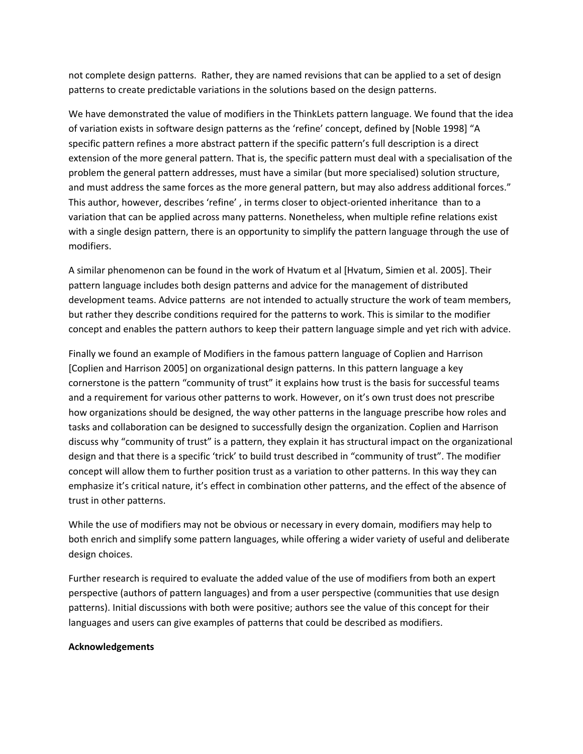not complete design patterns. Rather, they are named revisions that can be applied to a set of design patterns to create predictable variations in the solutions based on the design patterns.

We have demonstrated the value of modifiers in the ThinkLets pattern language. We found that the idea of variation exists in software design patterns as the 'refine' concept, defined by [Noble 1998] "A specific pattern refines a more abstract pattern if the specific pattern's full description is a direct extension of the more general pattern. That is, the specific pattern must deal with a specialisation of the problem the general pattern addresses, must have a similar (but more specialised) solution structure, and must address the same forces as the more general pattern, but may also address additional forces." This author, however, describes 'refine' , in terms closer to object-oriented inheritance than to a variation that can be applied across many patterns. Nonetheless, when multiple refine relations exist with a single design pattern, there is an opportunity to simplify the pattern language through the use of modifiers.

A similar phenomenon can be found in the work of Hvatum et al [Hvatum, Simien et al. 2005]. Their pattern language includes both design patterns and advice for the management of distributed development teams. Advice patterns are not intended to actually structure the work of team members, but rather they describe conditions required for the patterns to work. This is similar to the modifier concept and enables the pattern authors to keep their pattern language simple and yet rich with advice.

Finally we found an example of Modifiers in the famous pattern language of Coplien and Harrison [Coplien and Harrison 2005] on organizational design patterns. In this pattern language a key cornerstone is the pattern "community of trust" it explains how trust is the basis for successful teams and a requirement for various other patterns to work. However, on it's own trust does not prescribe how organizations should be designed, the way other patterns in the language prescribe how roles and tasks and collaboration can be designed to successfully design the organization. Coplien and Harrison discuss why "community of trust" is a pattern, they explain it has structural impact on the organizational design and that there is a specific 'trick' to build trust described in "community of trust". The modifier concept will allow them to further position trust as a variation to other patterns. In this way they can emphasize it's critical nature, it's effect in combination other patterns, and the effect of the absence of trust in other patterns.

While the use of modifiers may not be obvious or necessary in every domain, modifiers may help to both enrich and simplify some pattern languages, while offering a wider variety of useful and deliberate design choices.

Further research is required to evaluate the added value of the use of modifiers from both an expert perspective (authors of pattern languages) and from a user perspective (communities that use design patterns). Initial discussions with both were positive; authors see the value of this concept for their languages and users can give examples of patterns that could be described as modifiers.

**Acknowledgements**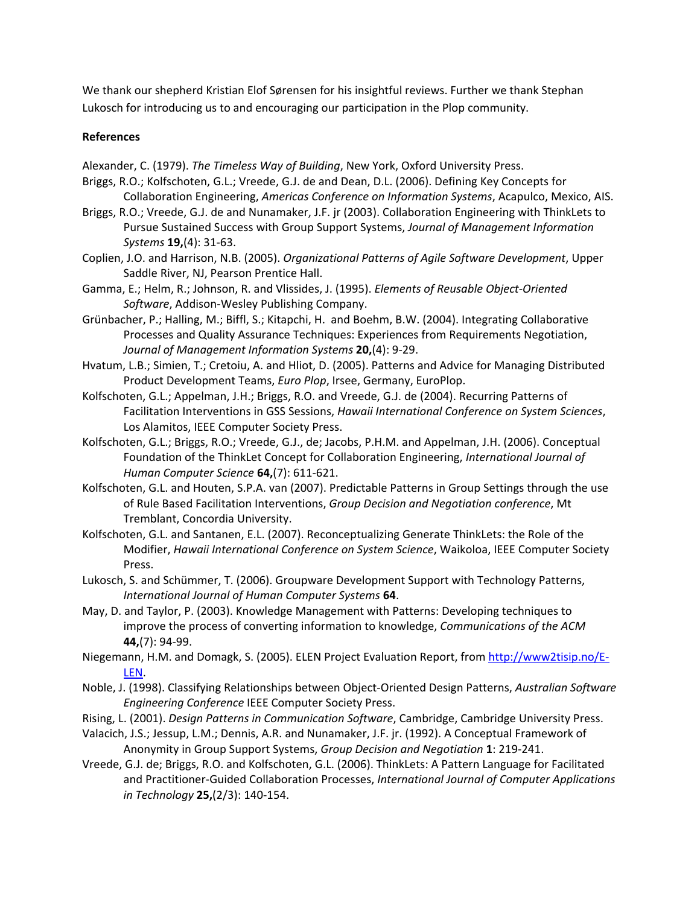We thank our shepherd Kristian Elof Sørensen for his insightful reviews. Further we thank Stephan Lukosch for introducing us to and encouraging our participation in the Plop community.

**References**

Alexander, C. (1979). *The Timeless Way of Building*, New York, Oxford University Press.

Briggs, R.O.; Kolfschoten, G.L.; Vreede, G.J. de and Dean, D.L. (2006). Defining Key Concepts for Collaboration Engineering, *Americas Conference on Information Systems*, Acapulco, Mexico, AIS.

Briggs, R.O.; Vreede, G.J. de and Nunamaker, J.F. jr (2003). Collaboration Engineering with ThinkLets to Pursue Sustained Success with Group Support Systems, *Journal of Management Information Systems* **19,**(4): 31-63.

Coplien, J.O. and Harrison, N.B. (2005). *Organizational Patterns of Agile Software Development*, Upper Saddle River, NJ, Pearson Prentice Hall.

Gamma, E.; Helm, R.; Johnson, R. and Vlissides, J. (1995). *Elements of Reusable Object-Oriented Software*, Addison-Wesley Publishing Company.

Grünbacher, P.; Halling, M.; Biffl, S.; Kitapchi, H. and Boehm, B.W. (2004). Integrating Collaborative Processes and Quality Assurance Techniques: Experiences from Requirements Negotiation, *Journal of Management Information Systems* **20,**(4): 9-29.

Hvatum, L.B.; Simien, T.; Cretoiu, A. and Hliot, D. (2005). Patterns and Advice for Managing Distributed Product Development Teams, *Euro Plop*, Irsee, Germany, EuroPlop.

Kolfschoten, G.L.; Appelman, J.H.; Briggs, R.O. and Vreede, G.J. de (2004). Recurring Patterns of Facilitation Interventions in GSS Sessions, *Hawaii International Conference on System Sciences*, Los Alamitos, IEEE Computer Society Press.

Kolfschoten, G.L.; Briggs, R.O.; Vreede, G.J., de; Jacobs, P.H.M. and Appelman, J.H. (2006). Conceptual Foundation of the ThinkLet Concept for Collaboration Engineering, *International Journal of Human Computer Science* **64,**(7): 611-621.

Kolfschoten, G.L. and Houten, S.P.A. van (2007). Predictable Patterns in Group Settings through the use of Rule Based Facilitation Interventions, *Group Decision and Negotiation conference*, Mt Tremblant, Concordia University.

Kolfschoten, G.L. and Santanen, E.L. (2007). Reconceptualizing Generate ThinkLets: the Role of the Modifier, *Hawaii International Conference on System Science*, Waikoloa, IEEE Computer Society Press.

Lukosch, S. and Schümmer, T. (2006). Groupware Development Support with Technology Patterns, *International Journal of Human Computer Systems* **64**.

May, D. and Taylor, P. (2003). Knowledge Management with Patterns: Developing techniques to improve the process of converting information to knowledge, *Communications of the ACM* **44,**(7): 94-99.

Niegemann, H.M. and Domagk, S. (2005). ELEN Project Evaluation Report, from http://www2tisip.no/E-LEN.

Noble, J. (1998). Classifying Relationships between Object-Oriented Design Patterns, *Australian Software Engineering Conference* IEEE Computer Society Press.

Rising, L. (2001). *Design Patterns in Communication Software*, Cambridge, Cambridge University Press.

Valacich, J.S.; Jessup, L.M.; Dennis, A.R. and Nunamaker, J.F. jr. (1992). A Conceptual Framework of Anonymity in Group Support Systems, *Group Decision and Negotiation* **1**: 219-241.

Vreede, G.J. de; Briggs, R.O. and Kolfschoten, G.L. (2006). ThinkLets: A Pattern Language for Facilitated and Practitioner-Guided Collaboration Processes, *International Journal of Computer Applications in Technology* **25,**(2/3): 140-154.